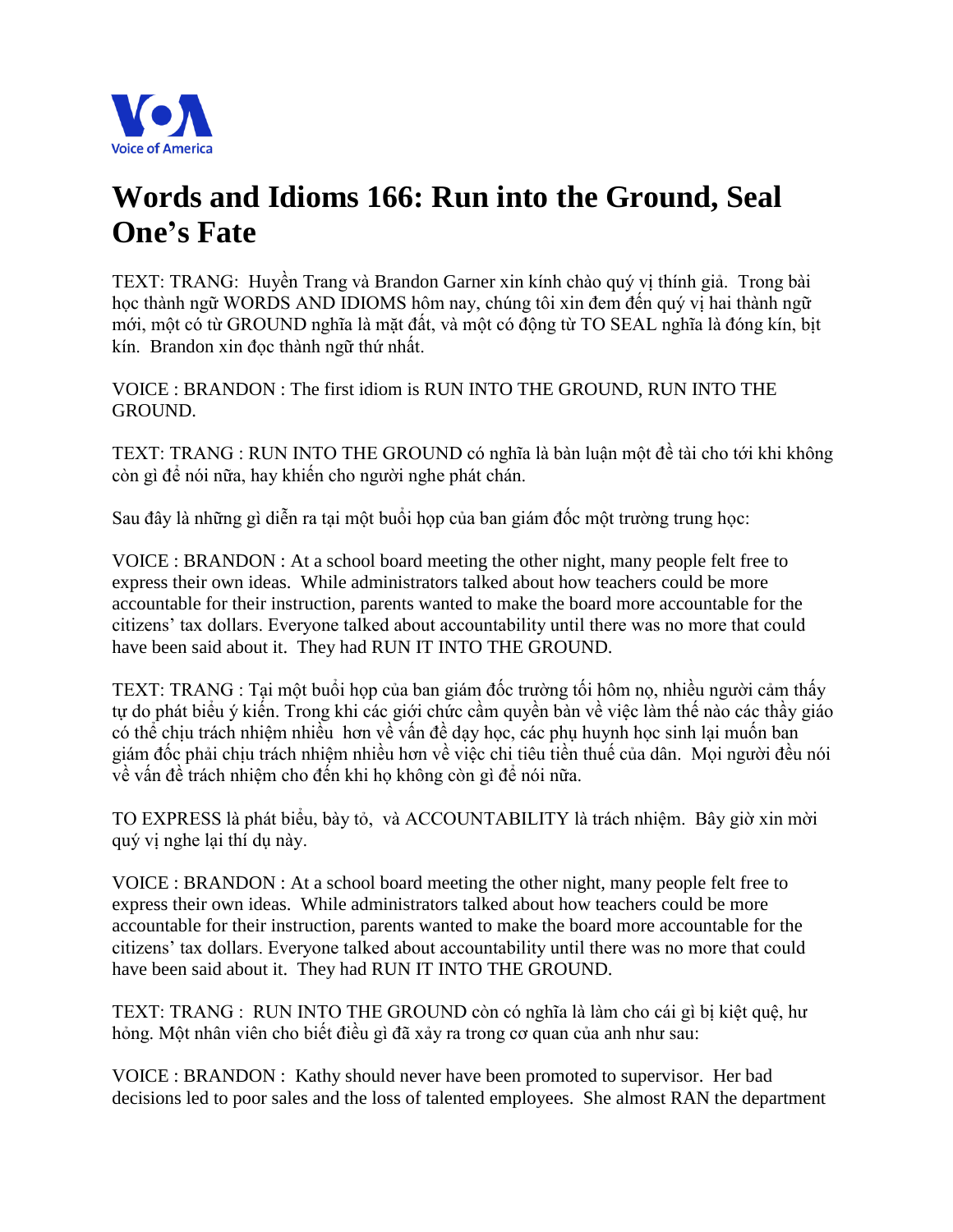# Words and Idioms 166: Run into the Ground, Seal One's Fate

TEXT: TRANG: Huyền Trang và Brandon Garner xin kính chào quý vị thính giả. Trong bài học thành ngữ WORDS AND IDIOMS hôm nay, chúng tôi xin đem đến quý vị hai thành ngữ mới, một có từ GROUND nghĩa là mặt đất, và một có động từ TO SEAL nghĩa là đóng kín, bịt kín. Brandon xin đọc thành ngữ thứ nhất.

VOICE : BRANDON : The first idiom is RUN INTO THE GROUND, RUN INTO THE GROUND.

TEXT: TRANG : RUN INTO THE GROUND có nghĩa là bàn luận một đề tài cho tới khi không còn gì để nói nữa, hay khiến cho người nghe phát chán.

Sau đây là những gì diễn ra tại một buổi họp của ban giám đốc một trường trung học:

VOICE : BRANDON : At a school board meeting the other night, many people felt free to express their own ideas. While administrators talked about how teachers could be more accountable for their instruction, parents wanted to make the board more accountable for the citizens' tax dollars. Everyone talked about accountability until there was no more that could have been said about it. They had RUN IT INTO THE GROUND.

TEXT: TRANG : Tại một buổi họp của ban giám đốc trường tối hôm nọ, nhiều người cảm thấy tự do phát biểu ý kiến. Trong khi các giới chức cầm quyền bàn về việc làm thế nào các thầy giáo có thể chịu trách nhiệm nhiều hơn về vấn đề dạy học, các phụ huynh học sinh lại muốn ban giám đốc phải chịu trách nhiệm nhiều hơn về việc chi tiêu tiền thuế của dân. Mọi người đều nói về vấn đề trách nhiệm cho đến khi họ không còn gì để nói nữa.

TO EXPRESS là phát biểu, bày tỏ, và ACCOUNTABILITY là trách nhiệm. Bây giờ xin mời quý vị nghe lại thí dụ này.

VOICE : BRANDON : At a school board meeting the other night, many people felt free to express their own ideas. While administrators talked about how teachers could be more accountable for their instruction, parents wanted to make the board more accountable for the citizens' tax dollars. Everyone talked about accountability until there was no more that could have been said about it. They had RUN IT INTO THE GROUND.

TEXT: TRANG : RUN INTO THE GROUND còn có nghĩa là làm cho cái gì bị kiệt quệ, hư hỏng. Một nhân viên cho biết điều gì đã xảy ra trong cơ quan của anh như sau:

VOICE : BRANDON : Kathy should never have been promoted to supervisor. Her bad decisions led to poor sales and the loss of talented employees. She almost RAN the department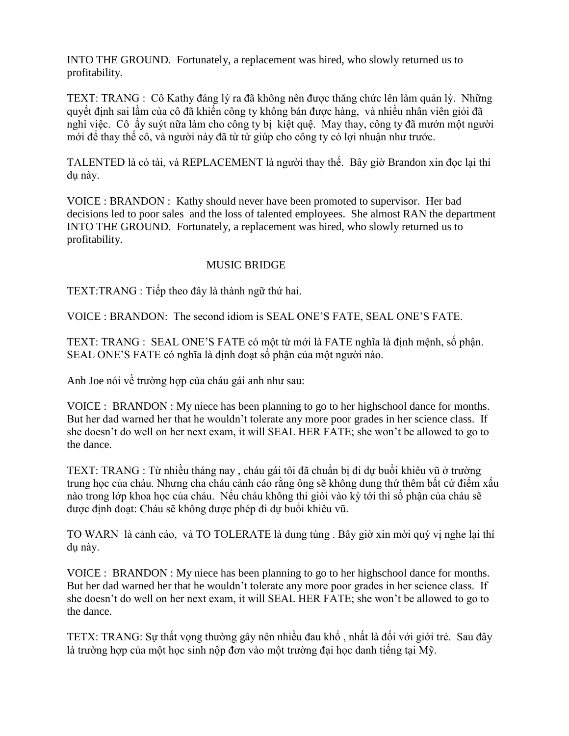INTO THE GROUND.  Fortunately, a replacement was hired, who slowly returned us to profitability.

TEXT: TRANG :  Cô Kathy đáng lý ra đã không nên được thăng chức lên làm quản lý.  Những quyết định sai lầm của cô đã khiến công ty không bán được hàng,  và nhiều nhân viên giỏi đã nghỉ việc.  Cô  ấy suýt nữa làm cho công ty bị  kiệt quệ.  May thay, công ty đã mướn một người mới để thay thế cô, và người này đã từ từ giúp cho công ty có lợi nhuận như trước.

TALENTED là có tài, và REPLACEMENT là người thay thế.  Bây giờ Brandon xin đọc lại thí dụ này.

VOICE : BRANDON :  Kathy should never have been promoted to supervisor.  Her bad decisions led to poor sales  and the loss of talented employees.  She almost RAN the department INTO THE GROUND.  Fortunately, a replacement was hired, who slowly returned us to profitability.

MUSIC BRIDGE

TEXT:TRANG : Tiếp theo đây là thành ngữ thứ hai.

VOICE : BRANDON:  The second idiom is SEAL ONE'S FATE, SEAL ONE'S FATE.

TEXT: TRANG :  SEAL ONE'S FATE có một từ mới là FATE nghĩa là định mệnh, số phận. SEAL ONE'S FATE có nghĩa là định đoạt số phận của một người nào.

Anh Joe nói về trường hợp của cháu gái anh như sau:

VOICE :  BRANDON : My niece has been planning to go to her highschool dance for months. But her dad warned her that he wouldn't tolerate any more poor grades in her science class.  If she doesn't do well on her next exam, it will SEAL HER FATE; she won't be allowed to go to the dance.

TEXT: TRANG : Từ nhiều tháng nay , cháu gái tôi đã chuẩn bị đi dự buổi khiêu vũ ở trường trung học của cháu. Nhưng cha cháu cảnh cáo rằng ông sẽ không dung thứ thêm bất cứ điểm xấu nào trong lớp khoa học của cháu.  Nếu cháu không thi giỏi vào kỳ tới thì số phận của cháu sẽ được định đoạt: Cháu sẽ không được phép đi dự buổi khiêu vũ.

TO WARN  là cảnh cáo,  và TO TOLERATE là dung túng . Bây giờ xin mời quý vị nghe lại thí dụ này.

VOICE :  BRANDON : My niece has been planning to go to her highschool dance for months. But her dad warned her that he wouldn't tolerate any more poor grades in her science class.  If she doesn't do well on her next exam, it will SEAL HER FATE; she won't be allowed to go to the dance.

TETX: TRANG: Sự thất vọng thường gây nên nhiều đau khổ , nhất là đối với giới trẻ.  Sau đây là trường hợp của một học sinh nộp đơn vào một trường đại học danh tiếng tại Mỹ.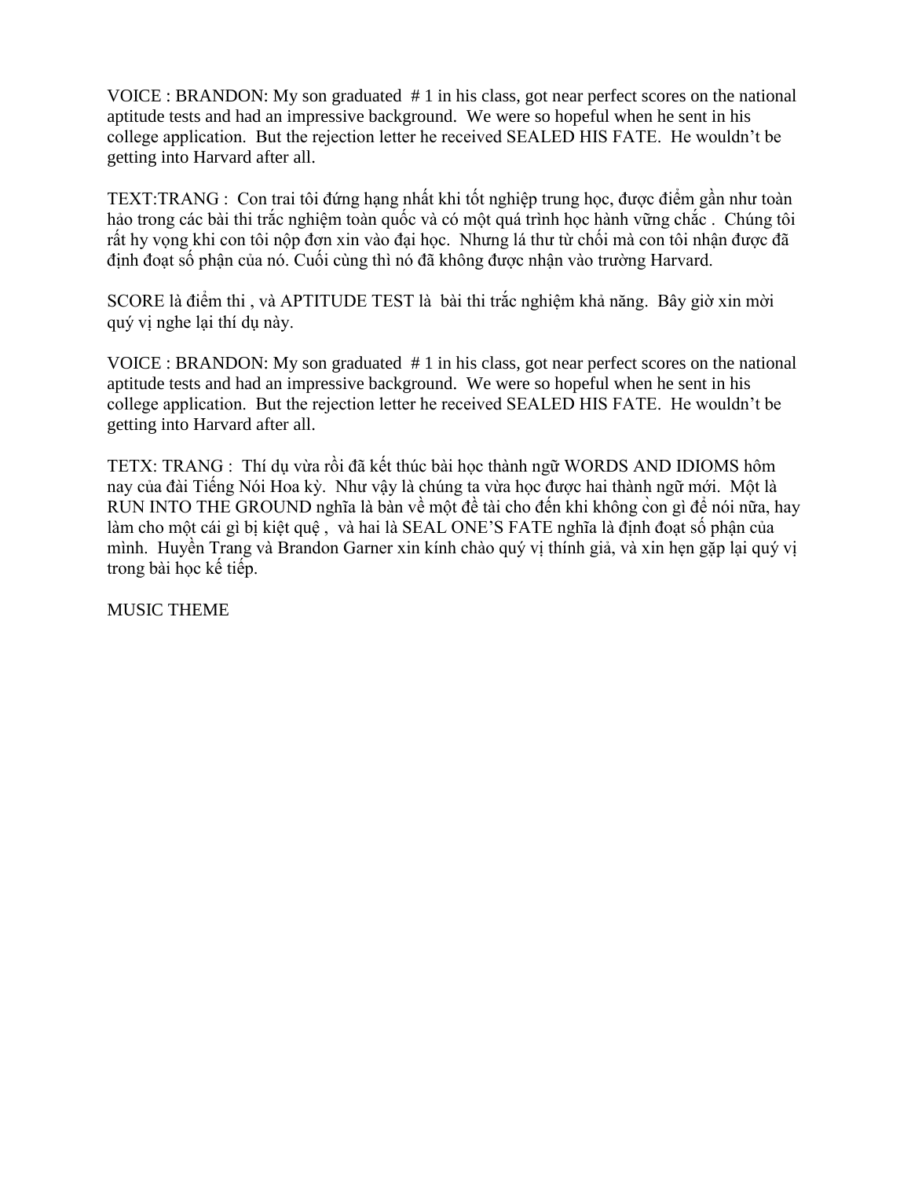VOICE : BRANDON: My son graduated # 1 in his class, got near perfect scores on the national aptitude tests and had an impressive background. We were so hopeful when he sent in his college application. But the rejection letter he received SEALED HIS FATE. He wouldn't be getting into Harvard after all.

TEXT:TRANG : Con trai tôi đứng hạng nhất khi tốt nghiệp trung học, được điểm gần như toàn hảo trong các bài thi trắc nghiệm toàn quốc và có một quá trình học hành vững chắc . Chúng tôi rất hy vọng khi con tôi nộp đơn xin vào đại học. Nhưng lá thư từ chối mà con tôi nhận được đã định đoạt số phận của nó. Cuối cùng thì nó đã không được nhận vào trường Harvard.

SCORE là điểm thi , và APTITUDE TEST là bài thi trắc nghiệm khả năng. Bây giờ xin mời quý vị nghe lại thí dụ này.

VOICE : BRANDON: My son graduated # 1 in his class, got near perfect scores on the national aptitude tests and had an impressive background. We were so hopeful when he sent in his college application. But the rejection letter he received SEALED HIS FATE. He wouldn't be getting into Harvard after all.

TETX: TRANG : Thí dụ vừa rồi đã kết thúc bài học thành ngữ WORDS AND IDIOMS hôm nay của đài Tiếng Nói Hoa kỳ. Như vậy là chúng ta vừa học được hai thành ngữ mới. Một là RUN INTO THE GROUND nghĩa là bàn về một đề tài cho đến khi không còn gì để nói nữa, hay làm cho một cái gì bị kiệt quệ , và hai là SEAL ONE'S FATE nghĩa là định đoạt số phận của mình. Huyền Trang và Brandon Garner xin kính chào quý vị thính giả, và xin hẹn gặp lại quý vị trong bài học kế tiếp.

MUSIC THEME